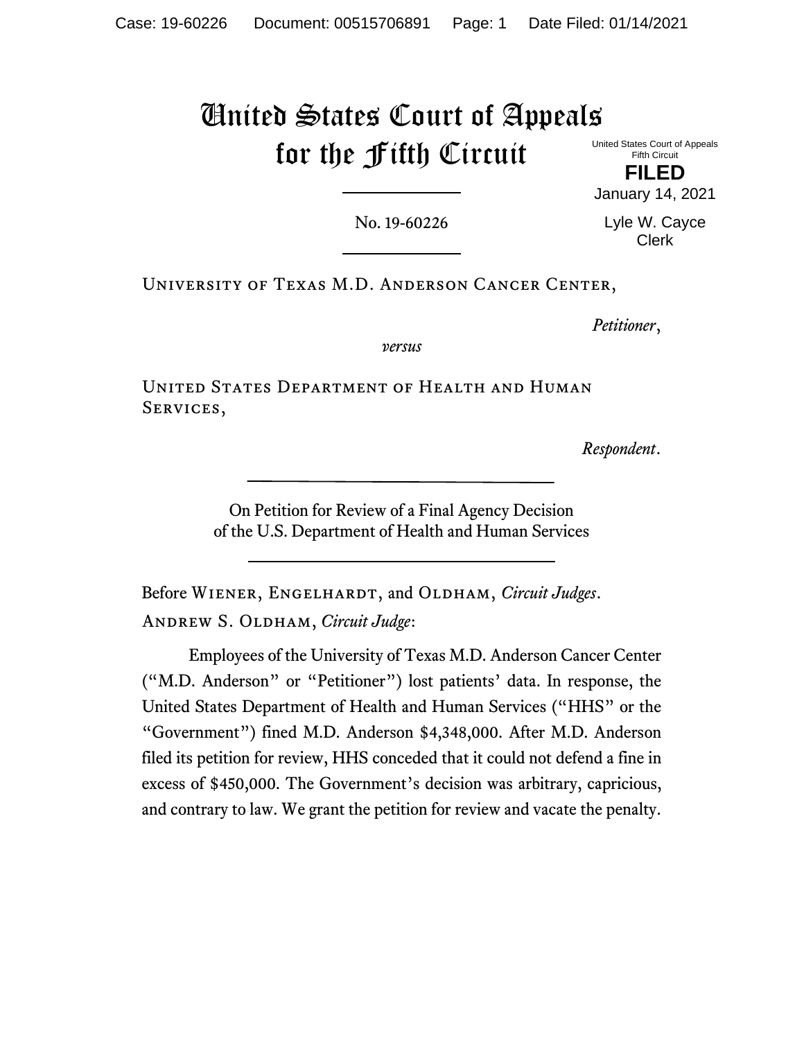# United States Court of Appeals for the Fifth Circuit

United States Court of Appeals
Fifth Circuit

**FILED**

January 14, 2021

Lyle W. Cayce
Clerk

No. 19-60226

University of Texas M.D. Anderson Cancer Center,

*Petitioner*,

*versus*

United States Department of Health and Human Services,

*Respondent*.

On Petition for Review of a Final Agency Decision of the U.S. Department of Health and Human Services

Before Wiener, Engelhardt, and Oldham, *Circuit Judges*.

Andrew S. Oldham, *Circuit Judge*:

Employees of the University of Texas M.D. Anderson Cancer Center ("M.D. Anderson" or "Petitioner") lost patients' data. In response, the United States Department of Health and Human Services ("HHS" or the "Government") fined M.D. Anderson $4,348,000. After M.D. Anderson filed its petition for review, HHS conceded that it could not defend a fine in excess of $450,000. The Government's decision was arbitrary, capricious, and contrary to law. We grant the petition for review and vacate the penalty.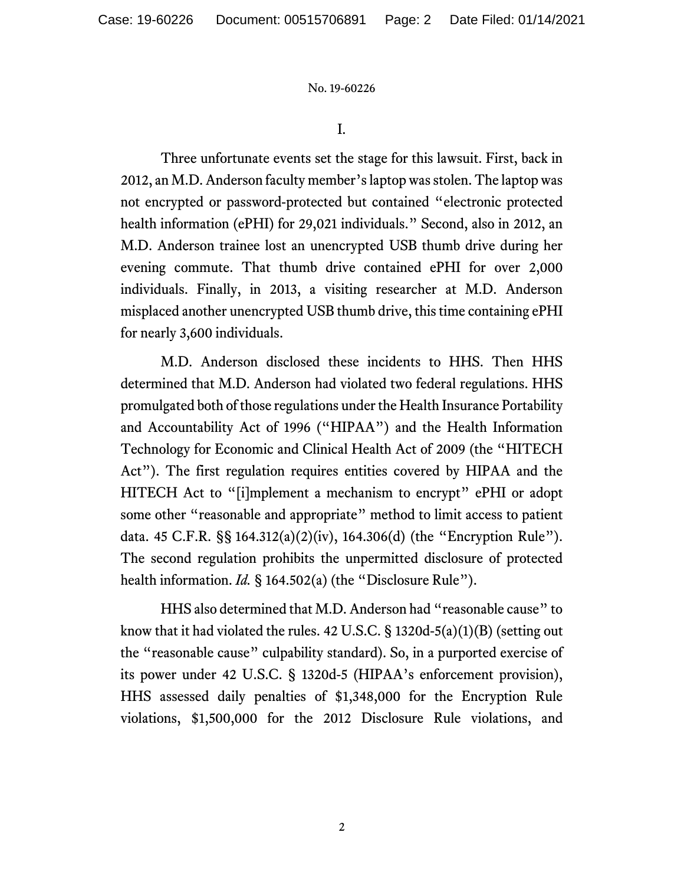I.

Three unfortunate events set the stage for this lawsuit. First, back in 2012, an M.D. Anderson faculty member's laptop was stolen. The laptop was not encrypted or password-protected but contained "electronic protected health information (ePHI) for 29,021 individuals." Second, also in 2012, an M.D. Anderson trainee lost an unencrypted USB thumb drive during her evening commute. That thumb drive contained ePHI for over 2,000 individuals. Finally, in 2013, a visiting researcher at M.D. Anderson misplaced another unencrypted USB thumb drive, this time containing ePHI for nearly 3,600 individuals.

M.D. Anderson disclosed these incidents to HHS. Then HHS determined that M.D. Anderson had violated two federal regulations. HHS promulgated both of those regulations under the Health Insurance Portability and Accountability Act of 1996 ("HIPAA") and the Health Information Technology for Economic and Clinical Health Act of 2009 (the "HITECH Act"). The first regulation requires entities covered by HIPAA and the HITECH Act to "[i]mplement a mechanism to encrypt" ePHI or adopt some other "reasonable and appropriate" method to limit access to patient data. 45 C.F.R. §§ 164.312(a)(2)(iv), 164.306(d) (the "Encryption Rule"). The second regulation prohibits the unpermitted disclosure of protected health information. *Id.* § 164.502(a) (the "Disclosure Rule").

HHS also determined that M.D. Anderson had "reasonable cause" to know that it had violated the rules. 42 U.S.C. § 1320d-5(a)(1)(B) (setting out the "reasonable cause" culpability standard). So, in a purported exercise of its power under 42 U.S.C. § 1320d-5 (HIPAA's enforcement provision), HHS assessed daily penalties of $1,348,000 for the Encryption Rule violations, $1,500,000 for the 2012 Disclosure Rule violations, and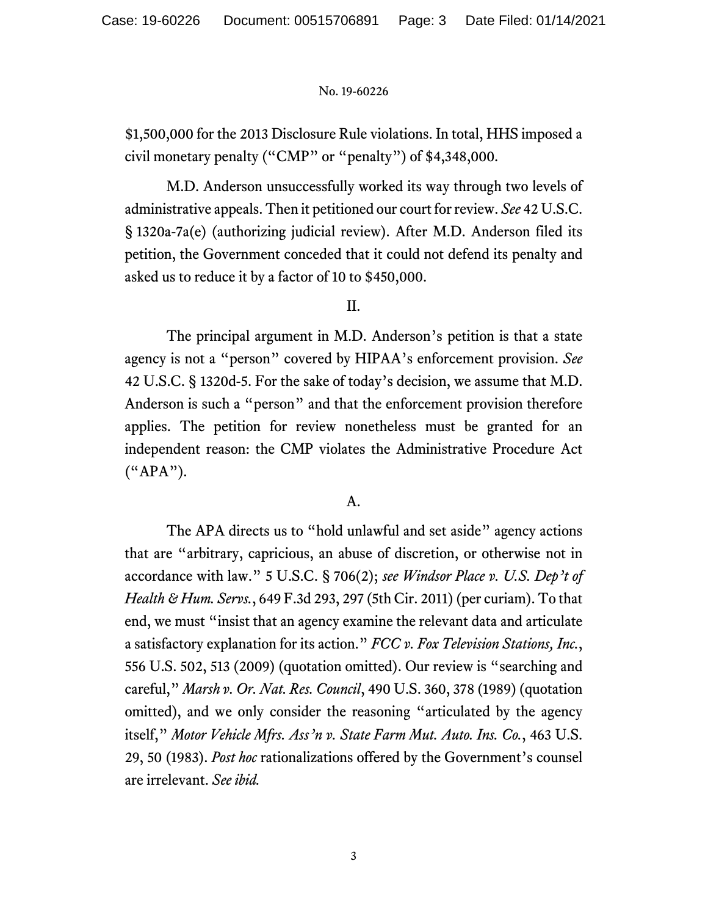$1,500,000 for the 2013 Disclosure Rule violations. In total, HHS imposed a civil monetary penalty ("CMP" or "penalty") of $4,348,000.

M.D. Anderson unsuccessfully worked its way through two levels of administrative appeals. Then it petitioned our court for review. *See* 42 U.S.C. § 1320a-7a(e) (authorizing judicial review). After M.D. Anderson filed its petition, the Government conceded that it could not defend its penalty and asked us to reduce it by a factor of 10 to $450,000.

II.

The principal argument in M.D. Anderson's petition is that a state agency is not a "person" covered by HIPAA's enforcement provision. *See* 42 U.S.C. § 1320d-5. For the sake of today's decision, we assume that M.D. Anderson is such a "person" and that the enforcement provision therefore applies. The petition for review nonetheless must be granted for an independent reason: the CMP violates the Administrative Procedure Act ("APA").

A.

The APA directs us to "hold unlawful and set aside" agency actions that are "arbitrary, capricious, an abuse of discretion, or otherwise not in accordance with law." 5 U.S.C. § 706(2); *see Windsor Place v. U.S. Dep't of Health & Hum. Servs.*, 649 F.3d 293, 297 (5th Cir. 2011) (per curiam). To that end, we must "insist that an agency examine the relevant data and articulate a satisfactory explanation for its action." *FCC v. Fox Television Stations, Inc.*, 556 U.S. 502, 513 (2009) (quotation omitted). Our review is "searching and careful," *Marsh v. Or. Nat. Res. Council*, 490 U.S. 360, 378 (1989) (quotation omitted), and we only consider the reasoning "articulated by the agency itself," *Motor Vehicle Mfrs. Ass'n v. State Farm Mut. Auto. Ins. Co.*, 463 U.S. 29, 50 (1983). *Post hoc* rationalizations offered by the Government's counsel are irrelevant. *See ibid.*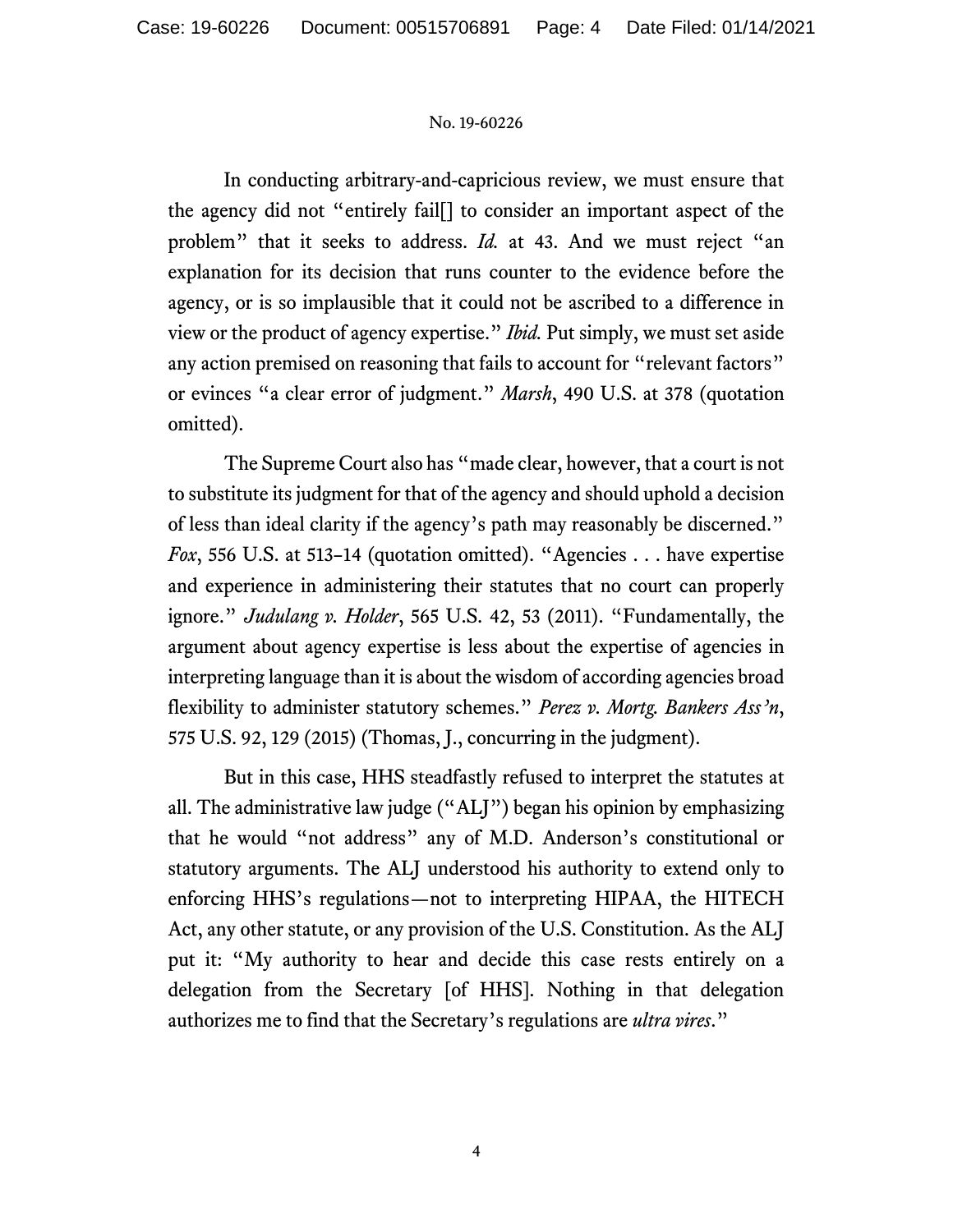In conducting arbitrary-and-capricious review, we must ensure that the agency did not "entirely fail[] to consider an important aspect of the problem" that it seeks to address. *Id.* at 43. And we must reject "an explanation for its decision that runs counter to the evidence before the agency, or is so implausible that it could not be ascribed to a difference in view or the product of agency expertise." *Ibid.* Put simply, we must set aside any action premised on reasoning that fails to account for "relevant factors" or evinces "a clear error of judgment." *Marsh*, 490 U.S. at 378 (quotation omitted).

The Supreme Court also has "made clear, however, that a court is not to substitute its judgment for that of the agency and should uphold a decision of less than ideal clarity if the agency's path may reasonably be discerned." *Fox*, 556 U.S. at 513–14 (quotation omitted). "Agencies . . . have expertise and experience in administering their statutes that no court can properly ignore." *Judulang v. Holder*, 565 U.S. 42, 53 (2011). "Fundamentally, the argument about agency expertise is less about the expertise of agencies in interpreting language than it is about the wisdom of according agencies broad flexibility to administer statutory schemes." *Perez v. Mortg. Bankers Ass'n*, 575 U.S. 92, 129 (2015) (Thomas, J., concurring in the judgment).

But in this case, HHS steadfastly refused to interpret the statutes at all. The administrative law judge ("ALJ") began his opinion by emphasizing that he would "not address" any of M.D. Anderson's constitutional or statutory arguments. The ALJ understood his authority to extend only to enforcing HHS's regulations—not to interpreting HIPAA, the HITECH Act, any other statute, or any provision of the U.S. Constitution. As the ALJ put it: "My authority to hear and decide this case rests entirely on a delegation from the Secretary [of HHS]. Nothing in that delegation authorizes me to find that the Secretary's regulations are *ultra vires*."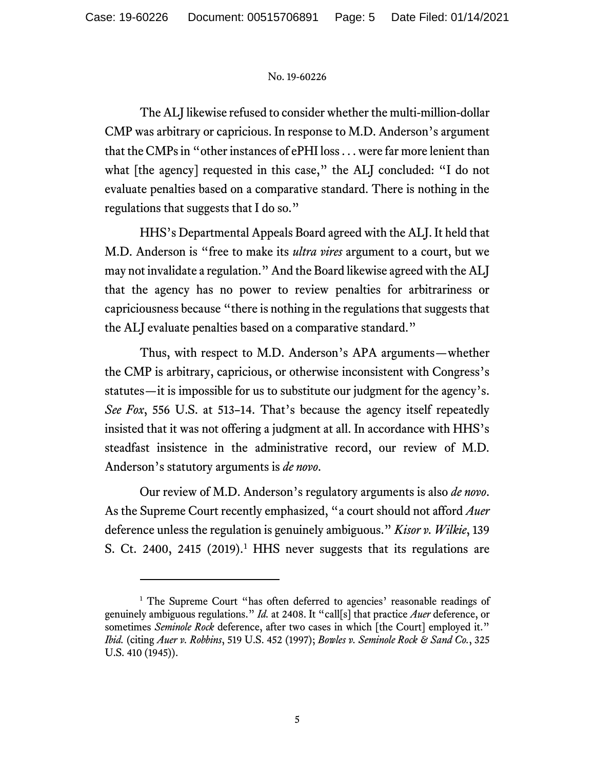The ALJ likewise refused to consider whether the multi-million-dollar CMP was arbitrary or capricious. In response to M.D. Anderson's argument that the CMPs in "other instances of ePHI loss . . . were far more lenient than what [the agency] requested in this case," the ALJ concluded: "I do not evaluate penalties based on a comparative standard. There is nothing in the regulations that suggests that I do so."

HHS's Departmental Appeals Board agreed with the ALJ. It held that M.D. Anderson is "free to make its *ultra vires* argument to a court, but we may not invalidate a regulation." And the Board likewise agreed with the ALJ that the agency has no power to review penalties for arbitrariness or capriciousness because "there is nothing in the regulations that suggests that the ALJ evaluate penalties based on a comparative standard."

Thus, with respect to M.D. Anderson's APA arguments—whether the CMP is arbitrary, capricious, or otherwise inconsistent with Congress's statutes—it is impossible for us to substitute our judgment for the agency's. *See Fox*, 556 U.S. at 513–14. That's because the agency itself repeatedly insisted that it was not offering a judgment at all. In accordance with HHS's steadfast insistence in the administrative record, our review of M.D. Anderson's statutory arguments is *de novo*.

Our review of M.D. Anderson's regulatory arguments is also *de novo*. As the Supreme Court recently emphasized, "a court should not afford *Auer* deference unless the regulation is genuinely ambiguous." *Kisor v. Wilkie*, 139 S. Ct. 2400, 2415 (2019).[1] HHS never suggests that its regulations are

---

[1] The Supreme Court "has often deferred to agencies' reasonable readings of genuinely ambiguous regulations." *Id.* at 2408. It "call[s] that practice *Auer* deference, or sometimes *Seminole Rock* deference, after two cases in which [the Court] employed it." *Ibid.* (citing *Auer v. Robbins*, 519 U.S. 452 (1997); *Bowles v. Seminole Rock & Sand Co.*, 325 U.S. 410 (1945)).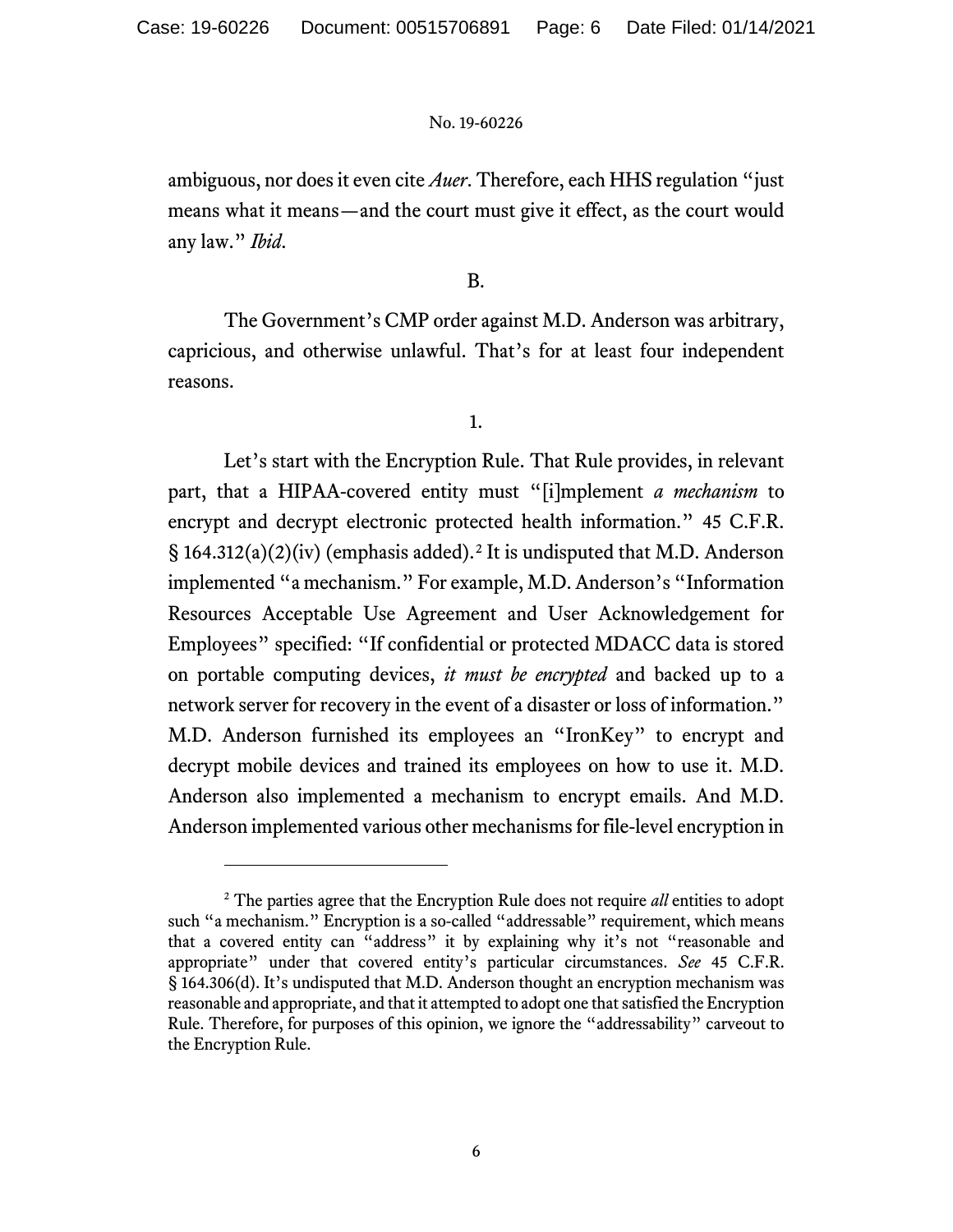ambiguous, nor does it even cite *Auer*. Therefore, each HHS regulation "just means what it means—and the court must give it effect, as the court would any law." *Ibid*.

B.

The Government's CMP order against M.D. Anderson was arbitrary, capricious, and otherwise unlawful. That's for at least four independent reasons.

1.

Let's start with the Encryption Rule. That Rule provides, in relevant part, that a HIPAA-covered entity must "[i]mplement *a mechanism* to encrypt and decrypt electronic protected health information." 45 C.F.R. § 164.312(a)(2)(iv) (emphasis added).[2] It is undisputed that M.D. Anderson implemented "a mechanism." For example, M.D. Anderson's "Information Resources Acceptable Use Agreement and User Acknowledgement for Employees" specified: "If confidential or protected MDACC data is stored on portable computing devices, *it must be encrypted* and backed up to a network server for recovery in the event of a disaster or loss of information." M.D. Anderson furnished its employees an "IronKey" to encrypt and decrypt mobile devices and trained its employees on how to use it. M.D. Anderson also implemented a mechanism to encrypt emails. And M.D. Anderson implemented various other mechanisms for file-level encryption in

---

[2] The parties agree that the Encryption Rule does not require *all* entities to adopt such "a mechanism." Encryption is a so-called "addressable" requirement, which means that a covered entity can "address" it by explaining why it's not "reasonable and appropriate" under that covered entity's particular circumstances. *See* 45 C.F.R. § 164.306(d). It's undisputed that M.D. Anderson thought an encryption mechanism was reasonable and appropriate, and that it attempted to adopt one that satisfied the Encryption Rule. Therefore, for purposes of this opinion, we ignore the "addressability" carveout to the Encryption Rule.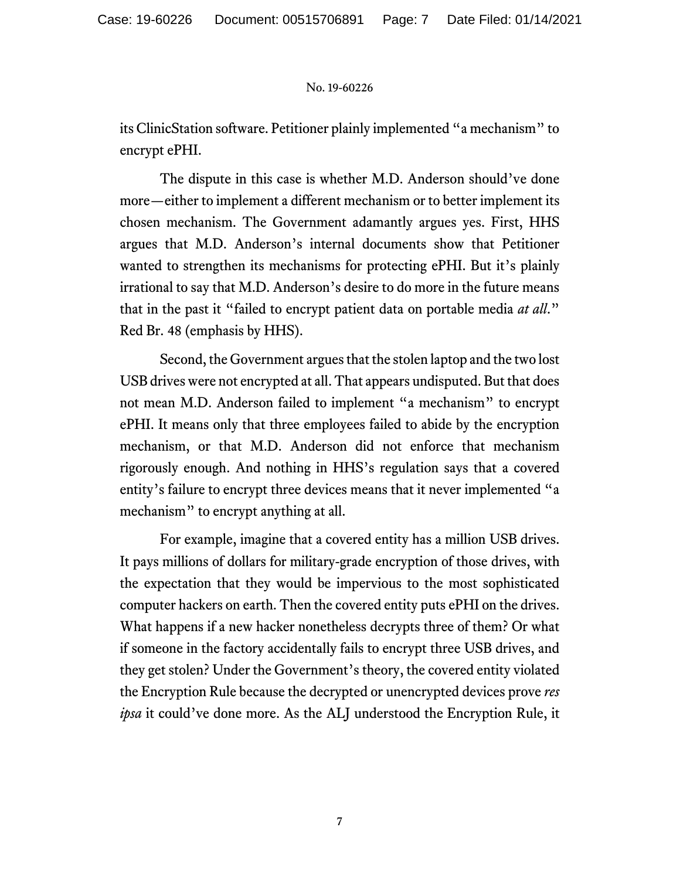its ClinicStation software. Petitioner plainly implemented "a mechanism" to encrypt ePHI.

The dispute in this case is whether M.D. Anderson should've done more—either to implement a different mechanism or to better implement its chosen mechanism. The Government adamantly argues yes. First, HHS argues that M.D. Anderson's internal documents show that Petitioner wanted to strengthen its mechanisms for protecting ePHI. But it's plainly irrational to say that M.D. Anderson's desire to do more in the future means that in the past it "failed to encrypt patient data on portable media *at all*." Red Br. 48 (emphasis by HHS).

Second, the Government argues that the stolen laptop and the two lost USB drives were not encrypted at all. That appears undisputed. But that does not mean M.D. Anderson failed to implement "a mechanism" to encrypt ePHI. It means only that three employees failed to abide by the encryption mechanism, or that M.D. Anderson did not enforce that mechanism rigorously enough. And nothing in HHS's regulation says that a covered entity's failure to encrypt three devices means that it never implemented "a mechanism" to encrypt anything at all.

For example, imagine that a covered entity has a million USB drives. It pays millions of dollars for military-grade encryption of those drives, with the expectation that they would be impervious to the most sophisticated computer hackers on earth. Then the covered entity puts ePHI on the drives. What happens if a new hacker nonetheless decrypts three of them? Or what if someone in the factory accidentally fails to encrypt three USB drives, and they get stolen? Under the Government's theory, the covered entity violated the Encryption Rule because the decrypted or unencrypted devices prove *res ipsa* it could've done more. As the ALJ understood the Encryption Rule, it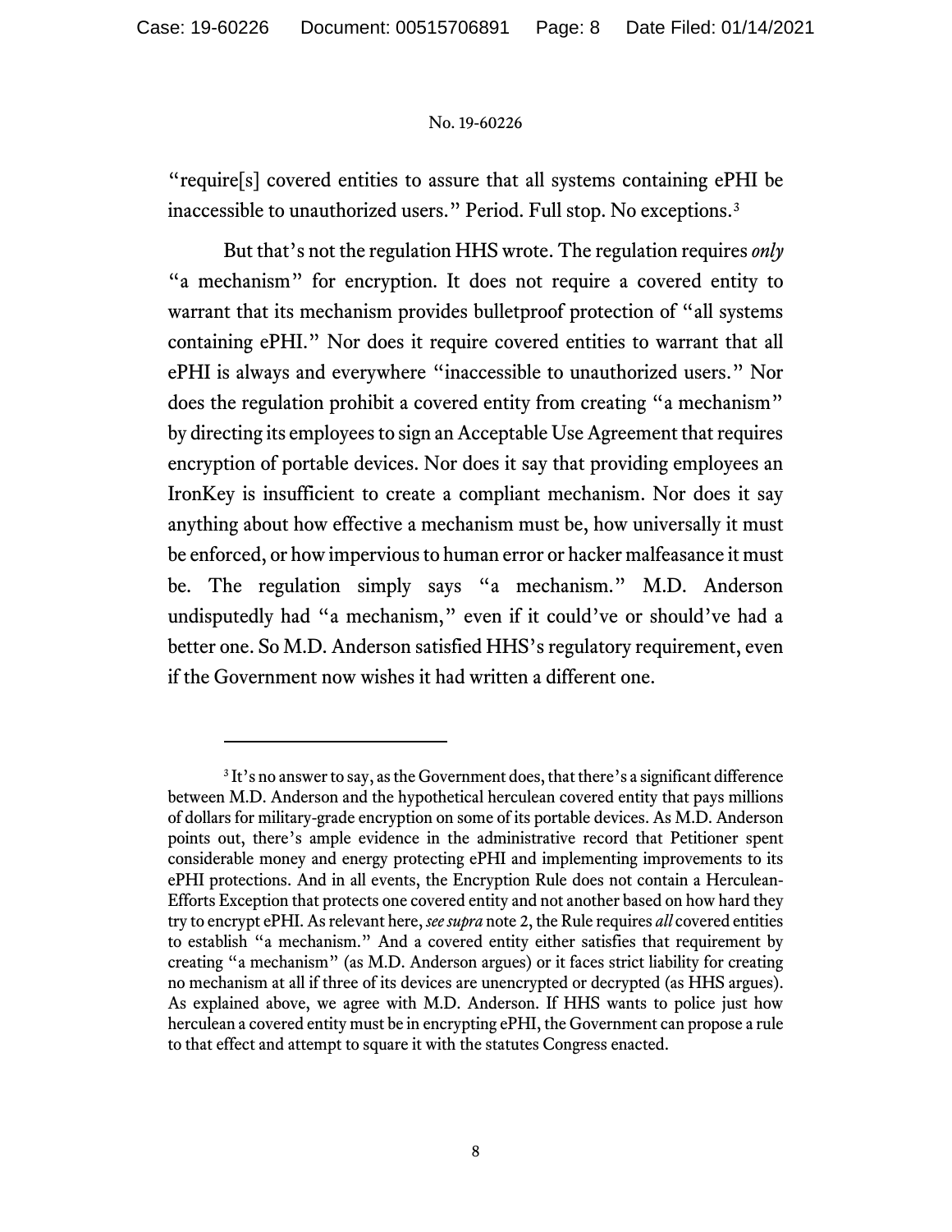"require[s] covered entities to assure that all systems containing ePHI be inaccessible to unauthorized users." Period. Full stop. No exceptions.[3]

But that's not the regulation HHS wrote. The regulation requires *only* "a mechanism" for encryption. It does not require a covered entity to warrant that its mechanism provides bulletproof protection of "all systems containing ePHI." Nor does it require covered entities to warrant that all ePHI is always and everywhere "inaccessible to unauthorized users." Nor does the regulation prohibit a covered entity from creating "a mechanism" by directing its employees to sign an Acceptable Use Agreement that requires encryption of portable devices. Nor does it say that providing employees an IronKey is insufficient to create a compliant mechanism. Nor does it say anything about how effective a mechanism must be, how universally it must be enforced, or how impervious to human error or hacker malfeasance it must be. The regulation simply says "a mechanism." M.D. Anderson undisputedly had "a mechanism," even if it could've or should've had a better one. So M.D. Anderson satisfied HHS's regulatory requirement, even if the Government now wishes it had written a different one.

---

[3] It's no answer to say, as the Government does, that there's a significant difference between M.D. Anderson and the hypothetical herculean covered entity that pays millions of dollars for military-grade encryption on some of its portable devices. As M.D. Anderson points out, there's ample evidence in the administrative record that Petitioner spent considerable money and energy protecting ePHI and implementing improvements to its ePHI protections. And in all events, the Encryption Rule does not contain a Herculean-Efforts Exception that protects one covered entity and not another based on how hard they try to encrypt ePHI. As relevant here, *see supra* note 2, the Rule requires *all* covered entities to establish "a mechanism." And a covered entity either satisfies that requirement by creating "a mechanism" (as M.D. Anderson argues) or it faces strict liability for creating no mechanism at all if three of its devices are unencrypted or decrypted (as HHS argues). As explained above, we agree with M.D. Anderson. If HHS wants to police just how herculean a covered entity must be in encrypting ePHI, the Government can propose a rule to that effect and attempt to square it with the statutes Congress enacted.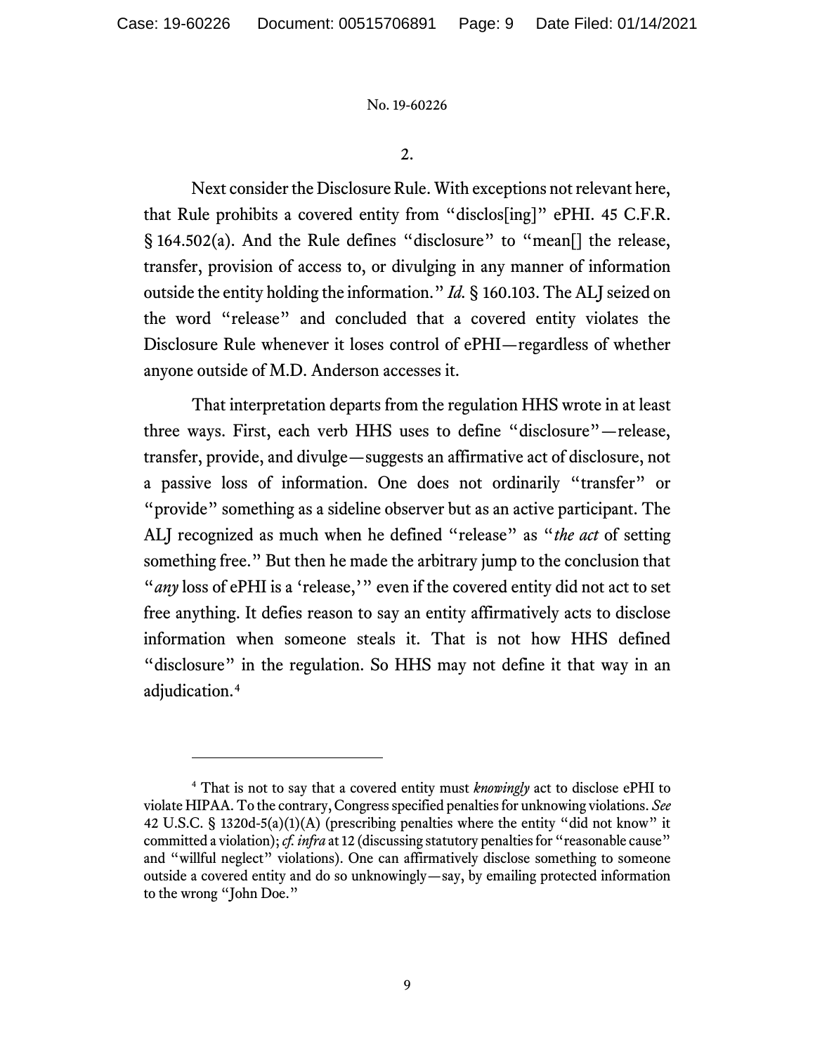2.

Next consider the Disclosure Rule. With exceptions not relevant here, that Rule prohibits a covered entity from "disclos[ing]" ePHI. 45 C.F.R. § 164.502(a). And the Rule defines "disclosure" to "mean[] the release, transfer, provision of access to, or divulging in any manner of information outside the entity holding the information." *Id.* § 160.103. The ALJ seized on the word "release" and concluded that a covered entity violates the Disclosure Rule whenever it loses control of ePHI—regardless of whether anyone outside of M.D. Anderson accesses it.

That interpretation departs from the regulation HHS wrote in at least three ways. First, each verb HHS uses to define "disclosure"—release, transfer, provide, and divulge—suggests an affirmative act of disclosure, not a passive loss of information. One does not ordinarily "transfer" or "provide" something as a sideline observer but as an active participant. The ALJ recognized as much when he defined "release" as "*the act* of setting something free." But then he made the arbitrary jump to the conclusion that "*any* loss of ePHI is a 'release,'" even if the covered entity did not act to set free anything. It defies reason to say an entity affirmatively acts to disclose information when someone steals it. That is not how HHS defined "disclosure" in the regulation. So HHS may not define it that way in an adjudication.[4]

---

[4] That is not to say that a covered entity must *knowingly* act to disclose ePHI to violate HIPAA. To the contrary, Congress specified penalties for unknowing violations. *See* 42 U.S.C. § 1320d-5(a)(1)(A) (prescribing penalties where the entity "did not know" it committed a violation); *cf. infra* at 12 (discussing statutory penalties for "reasonable cause" and "willful neglect" violations). One can affirmatively disclose something to someone outside a covered entity and do so unknowingly—say, by emailing protected information to the wrong "John Doe."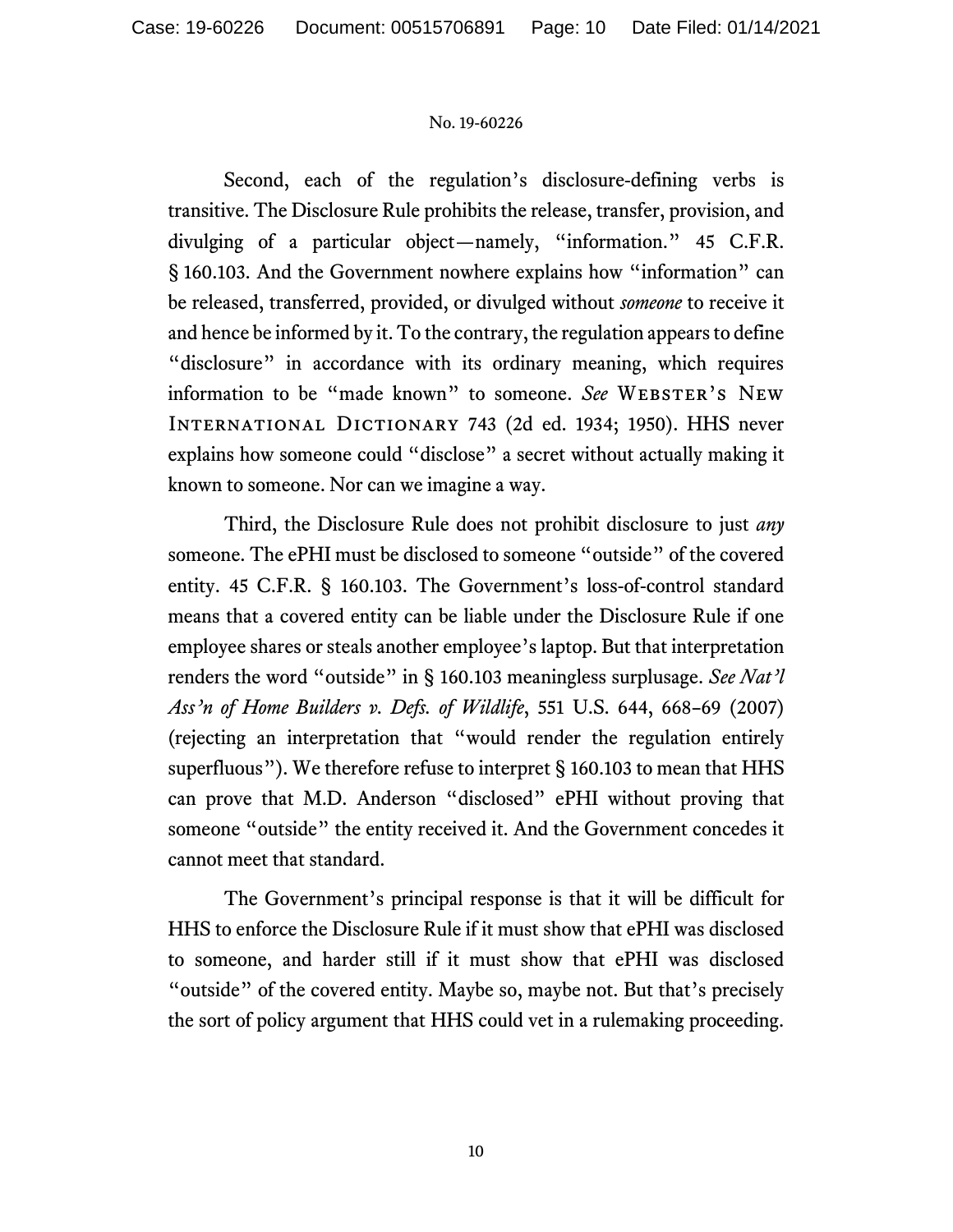Second, each of the regulation's disclosure-defining verbs is transitive. The Disclosure Rule prohibits the release, transfer, provision, and divulging of a particular object—namely, "information." 45 C.F.R. § 160.103. And the Government nowhere explains how "information" can be released, transferred, provided, or divulged without *someone* to receive it and hence be informed by it. To the contrary, the regulation appears to define "disclosure" in accordance with its ordinary meaning, which requires information to be "made known" to someone. *See* Webster's New International Dictionary 743 (2d ed. 1934; 1950). HHS never explains how someone could "disclose" a secret without actually making it known to someone. Nor can we imagine a way.

Third, the Disclosure Rule does not prohibit disclosure to just *any* someone. The ePHI must be disclosed to someone "outside" of the covered entity. 45 C.F.R. § 160.103. The Government's loss-of-control standard means that a covered entity can be liable under the Disclosure Rule if one employee shares or steals another employee's laptop. But that interpretation renders the word "outside" in § 160.103 meaningless surplusage. *See Nat'l Ass'n of Home Builders v. Defs. of Wildlife*, 551 U.S. 644, 668–69 (2007) (rejecting an interpretation that "would render the regulation entirely superfluous"). We therefore refuse to interpret § 160.103 to mean that HHS can prove that M.D. Anderson "disclosed" ePHI without proving that someone "outside" the entity received it. And the Government concedes it cannot meet that standard.

The Government's principal response is that it will be difficult for HHS to enforce the Disclosure Rule if it must show that ePHI was disclosed to someone, and harder still if it must show that ePHI was disclosed "outside" of the covered entity. Maybe so, maybe not. But that's precisely the sort of policy argument that HHS could vet in a rulemaking proceeding.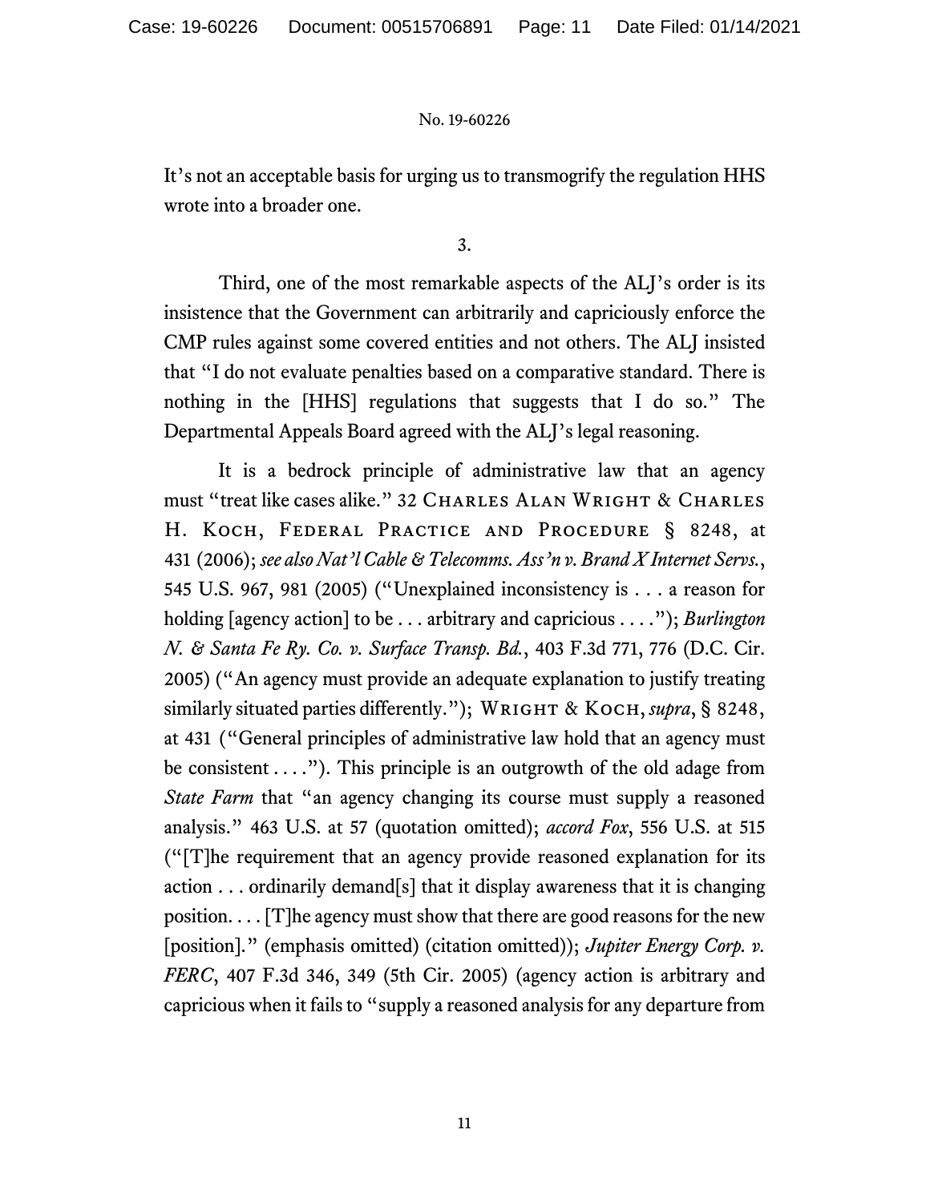It's not an acceptable basis for urging us to transmogrify the regulation HHS wrote into a broader one.

3.

Third, one of the most remarkable aspects of the ALJ's order is its insistence that the Government can arbitrarily and capriciously enforce the CMP rules against some covered entities and not others. The ALJ insisted that "I do not evaluate penalties based on a comparative standard. There is nothing in the [HHS] regulations that suggests that I do so." The Departmental Appeals Board agreed with the ALJ's legal reasoning.

It is a bedrock principle of administrative law that an agency must "treat like cases alike." 32 Charles Alan Wright & Charles H. Koch, Federal Practice and Procedure § 8248, at 431 (2006); *see also Nat'l Cable & Telecomms. Ass'n v. Brand X Internet Servs.*, 545 U.S. 967, 981 (2005) ("Unexplained inconsistency is . . . a reason for holding [agency action] to be . . . arbitrary and capricious . . . ."); *Burlington N. & Santa Fe Ry. Co. v. Surface Transp. Bd.*, 403 F.3d 771, 776 (D.C. Cir. 2005) ("An agency must provide an adequate explanation to justify treating similarly situated parties differently."); Wright & Koch, *supra*, § 8248, at 431 ("General principles of administrative law hold that an agency must be consistent . . . ."). This principle is an outgrowth of the old adage from *State Farm* that "an agency changing its course must supply a reasoned analysis." 463 U.S. at 57 (quotation omitted); *accord Fox*, 556 U.S. at 515 ("[T]he requirement that an agency provide reasoned explanation for its action . . . ordinarily demand[s] that it display awareness that it is changing position. . . . [T]he agency must show that there are good reasons for the new [position]." (emphasis omitted) (citation omitted)); *Jupiter Energy Corp. v. FERC*, 407 F.3d 346, 349 (5th Cir. 2005) (agency action is arbitrary and capricious when it fails to "supply a reasoned analysis for any departure from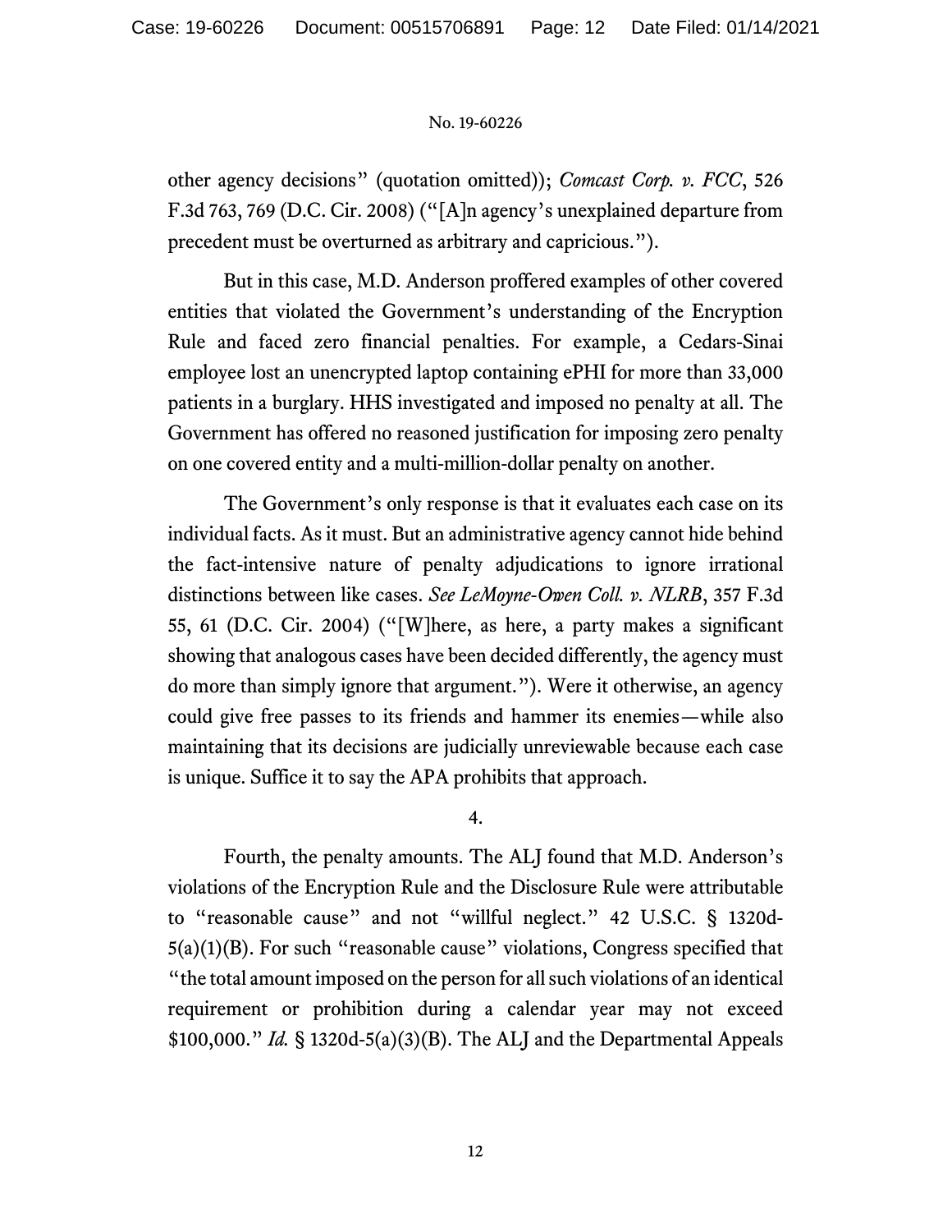other agency decisions" (quotation omitted)); *Comcast Corp. v. FCC*, 526 F.3d 763, 769 (D.C. Cir. 2008) ("[A]n agency's unexplained departure from precedent must be overturned as arbitrary and capricious.").

But in this case, M.D. Anderson proffered examples of other covered entities that violated the Government's understanding of the Encryption Rule and faced zero financial penalties. For example, a Cedars-Sinai employee lost an unencrypted laptop containing ePHI for more than 33,000 patients in a burglary. HHS investigated and imposed no penalty at all. The Government has offered no reasoned justification for imposing zero penalty on one covered entity and a multi-million-dollar penalty on another.

The Government's only response is that it evaluates each case on its individual facts. As it must. But an administrative agency cannot hide behind the fact-intensive nature of penalty adjudications to ignore irrational distinctions between like cases. *See LeMoyne-Owen Coll. v. NLRB*, 357 F.3d 55, 61 (D.C. Cir. 2004) ("[W]here, as here, a party makes a significant showing that analogous cases have been decided differently, the agency must do more than simply ignore that argument."). Were it otherwise, an agency could give free passes to its friends and hammer its enemies—while also maintaining that its decisions are judicially unreviewable because each case is unique. Suffice it to say the APA prohibits that approach.

4.

Fourth, the penalty amounts. The ALJ found that M.D. Anderson's violations of the Encryption Rule and the Disclosure Rule were attributable to "reasonable cause" and not "willful neglect." 42 U.S.C. § 1320d-5(a)(1)(B). For such "reasonable cause" violations, Congress specified that "the total amount imposed on the person for all such violations of an identical requirement or prohibition during a calendar year may not exceed $100,000." *Id.* § 1320d-5(a)(3)(B). The ALJ and the Departmental Appeals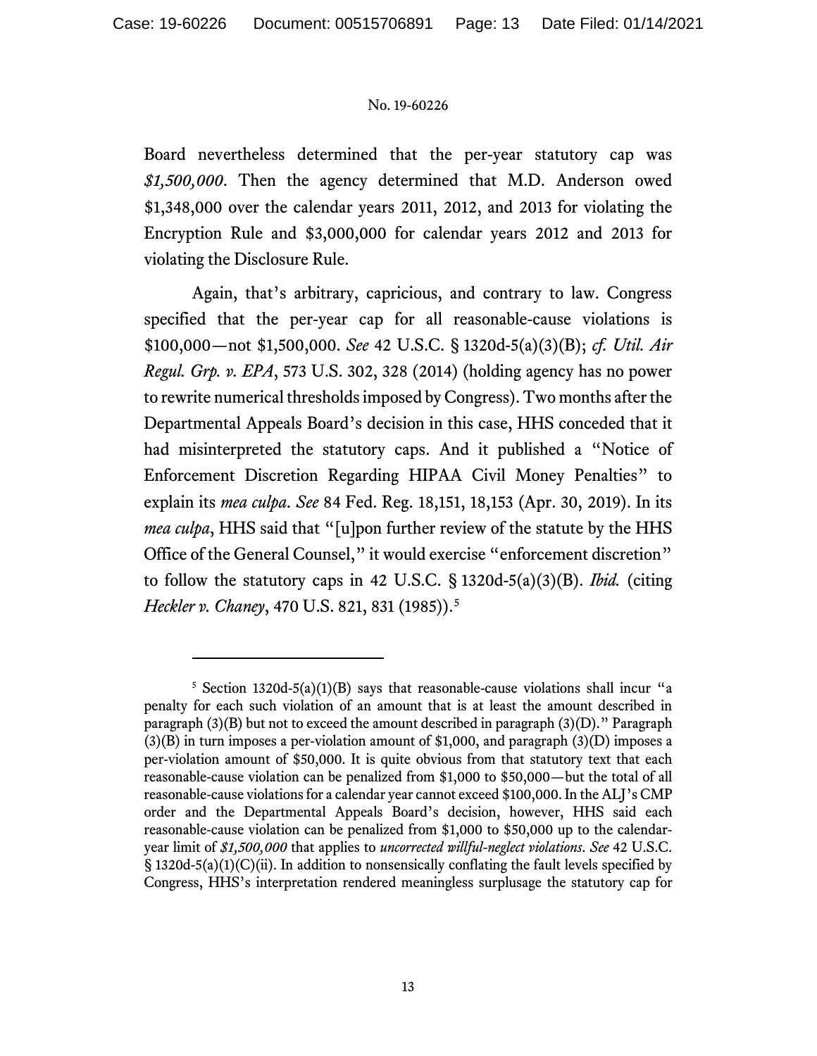Board nevertheless determined that the per-year statutory cap was *$1,500,000*. Then the agency determined that M.D. Anderson owed $1,348,000 over the calendar years 2011, 2012, and 2013 for violating the Encryption Rule and $3,000,000 for calendar years 2012 and 2013 for violating the Disclosure Rule.

Again, that's arbitrary, capricious, and contrary to law. Congress specified that the per-year cap for all reasonable-cause violations is $100,000—not $1,500,000. *See* 42 U.S.C. § 1320d-5(a)(3)(B); *cf. Util. Air Regul. Grp. v. EPA*, 573 U.S. 302, 328 (2014) (holding agency has no power to rewrite numerical thresholds imposed by Congress). Two months after the Departmental Appeals Board's decision in this case, HHS conceded that it had misinterpreted the statutory caps. And it published a "Notice of Enforcement Discretion Regarding HIPAA Civil Money Penalties" to explain its *mea culpa*. *See* 84 Fed. Reg. 18,151, 18,153 (Apr. 30, 2019). In its *mea culpa*, HHS said that "[u]pon further review of the statute by the HHS Office of the General Counsel," it would exercise "enforcement discretion" to follow the statutory caps in 42 U.S.C. § 1320d-5(a)(3)(B). *Ibid.* (citing *Heckler v. Chaney*, 470 U.S. 821, 831 (1985)).[5]

---

[5] Section 1320d-5(a)(1)(B) says that reasonable-cause violations shall incur "a penalty for each such violation of an amount that is at least the amount described in paragraph (3)(B) but not to exceed the amount described in paragraph (3)(D)." Paragraph (3)(B) in turn imposes a per-violation amount of $1,000, and paragraph (3)(D) imposes a per-violation amount of $50,000. It is quite obvious from that statutory text that each reasonable-cause violation can be penalized from $1,000 to $50,000—but the total of all reasonable-cause violations for a calendar year cannot exceed $100,000. In the ALJ's CMP order and the Departmental Appeals Board's decision, however, HHS said each reasonable-cause violation can be penalized from $1,000 to $50,000 up to the calendar-year limit of *$1,500,000* that applies to *uncorrected willful-neglect violations*. *See* 42 U.S.C. § 1320d-5(a)(1)(C)(ii). In addition to nonsensically conflating the fault levels specified by Congress, HHS's interpretation rendered meaningless surplusage the statutory cap for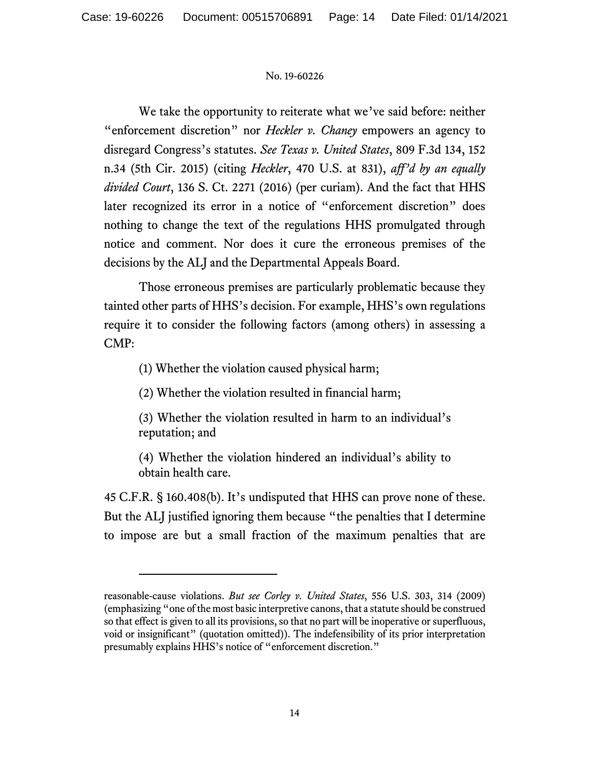We take the opportunity to reiterate what we've said before: neither "enforcement discretion" nor *Heckler v. Chaney* empowers an agency to disregard Congress's statutes. *See Texas v. United States*, 809 F.3d 134, 152 n.34 (5th Cir. 2015) (citing *Heckler*, 470 U.S. at 831), *aff'd by an equally divided Court*, 136 S. Ct. 2271 (2016) (per curiam). And the fact that HHS later recognized its error in a notice of "enforcement discretion" does nothing to change the text of the regulations HHS promulgated through notice and comment. Nor does it cure the erroneous premises of the decisions by the ALJ and the Departmental Appeals Board.

Those erroneous premises are particularly problematic because they tainted other parts of HHS's decision. For example, HHS's own regulations require it to consider the following factors (among others) in assessing a CMP:

> (1) Whether the violation caused physical harm;
>
> (2) Whether the violation resulted in financial harm;
>
> (3) Whether the violation resulted in harm to an individual's reputation; and
>
> (4) Whether the violation hindered an individual's ability to obtain health care.

45 C.F.R. § 160.408(b). It's undisputed that HHS can prove none of these. But the ALJ justified ignoring them because "the penalties that I determine to impose are but a small fraction of the maximum penalties that are

---

reasonable-cause violations. *But see Corley v. United States*, 556 U.S. 303, 314 (2009) (emphasizing "one of the most basic interpretive canons, that a statute should be construed so that effect is given to all its provisions, so that no part will be inoperative or superfluous, void or insignificant" (quotation omitted)). The indefensibility of its prior interpretation presumably explains HHS's notice of "enforcement discretion."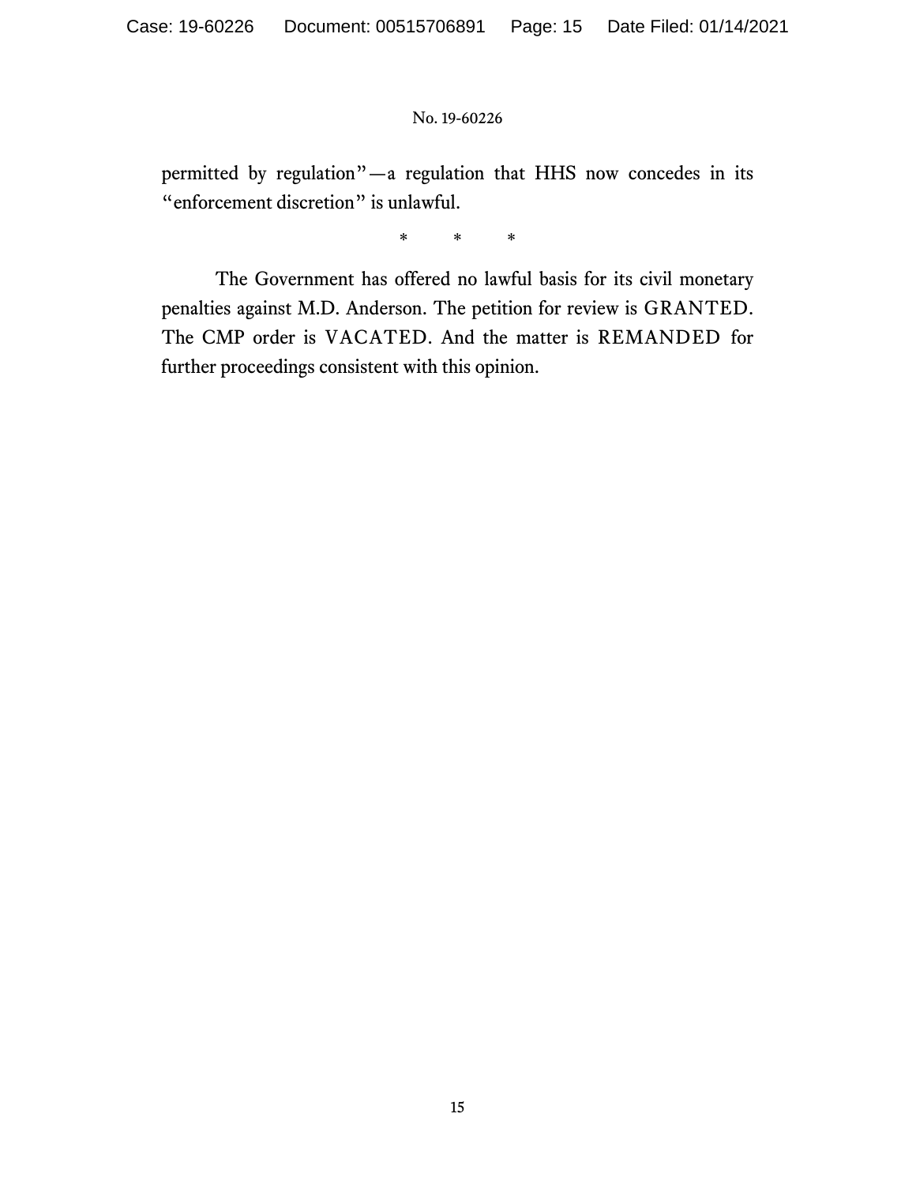permitted by regulation"—a regulation that HHS now concedes in its "enforcement discretion" is unlawful.

\* \* \*

The Government has offered no lawful basis for its civil monetary penalties against M.D. Anderson. The petition for review is GRANTED. The CMP order is VACATED. And the matter is REMANDED for further proceedings consistent with this opinion.